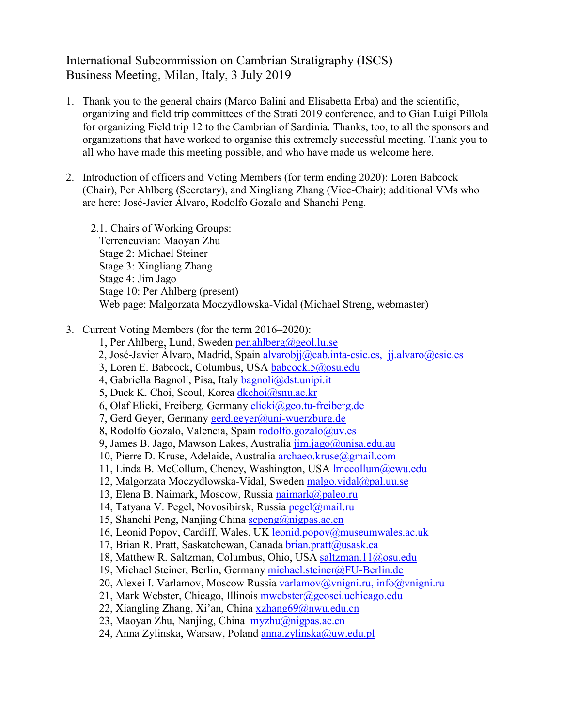# International Subcommission on Cambrian Stratigraphy (ISCS)
# Business Meeting, Milan, Italy, 3 July 2019

1. Thank you to the general chairs (Marco Balini and Elisabetta Erba) and the scientific, organizing and field trip committees of the Strati 2019 conference, and to Gian Luigi Pillola for organizing Field trip 12 to the Cambrian of Sardinia. Thanks, too, to all the sponsors and organizations that have worked to organise this extremely successful meeting. Thank you to all who have made this meeting possible, and who have made us welcome here.

2. Introduction of officers and Voting Members (for term ending 2020): Loren Babcock (Chair), Per Ahlberg (Secretary), and Xingliang Zhang (Vice-Chair); additional VMs who are here: José-Javier Álvaro, Rodolfo Gozalo and Shanchi Peng.

   2.1. Chairs of Working Groups:
   Terreneuvian: Maoyan Zhu
   Stage 2: Michael Steiner
   Stage 3: Xingliang Zhang
   Stage 4: Jim Jago
   Stage 10: Per Ahlberg (present)
   Web page: Malgorzata Moczydlowska-Vidal (Michael Streng, webmaster)

3. Current Voting Members (for the term 2016–2020):
   1, Per Ahlberg, Lund, Sweden per.ahlberg@geol.lu.se
   2, José-Javier Álvaro, Madrid, Spain alvarobjj@cab.inta-csic.es, jj.alvaro@csic.es
   3, Loren E. Babcock, Columbus, USA babcock.5@osu.edu
   4, Gabriella Bagnoli, Pisa, Italy bagnoli@dst.unipi.it
   5, Duck K. Choi, Seoul, Korea dkchoi@snu.ac.kr
   6, Olaf Elicki, Freiberg, Germany elicki@geo.tu-freiberg.de
   7, Gerd Geyer, Germany gerd.geyer@uni-wuerzburg.de
   8, Rodolfo Gozalo, Valencia, Spain rodolfo.gozalo@uv.es
   9, James B. Jago, Mawson Lakes, Australia jim.jago@unisa.edu.au
   10, Pierre D. Kruse, Adelaide, Australia archaeo.kruse@gmail.com
   11, Linda B. McCollum, Cheney, Washington, USA lmccollum@ewu.edu
   12, Malgorzata Moczydlowska-Vidal, Sweden malgo.vidal@pal.uu.se
   13, Elena B. Naimark, Moscow, Russia naimark@paleo.ru
   14, Tatyana V. Pegel, Novosibirsk, Russia pegel@mail.ru
   15, Shanchi Peng, Nanjing China scpeng@nigpas.ac.cn
   16, Leonid Popov, Cardiff, Wales, UK leonid.popov@museumwales.ac.uk
   17, Brian R. Pratt, Saskatchewan, Canada brian.pratt@usask.ca
   18, Matthew R. Saltzman, Columbus, Ohio, USA saltzman.11@osu.edu
   19, Michael Steiner, Berlin, Germany michael.steiner@FU-Berlin.de
   20, Alexei I. Varlamov, Moscow Russia varlamov@vnigni.ru, info@vnigni.ru
   21, Mark Webster, Chicago, Illinois mwebster@geosci.uchicago.edu
   22, Xiangling Zhang, Xi'an, China xzhang69@nwu.edu.cn
   23, Maoyan Zhu, Nanjing, China myzhu@nigpas.ac.cn
   24, Anna Zylinska, Warsaw, Poland anna.zylinska@uw.edu.pl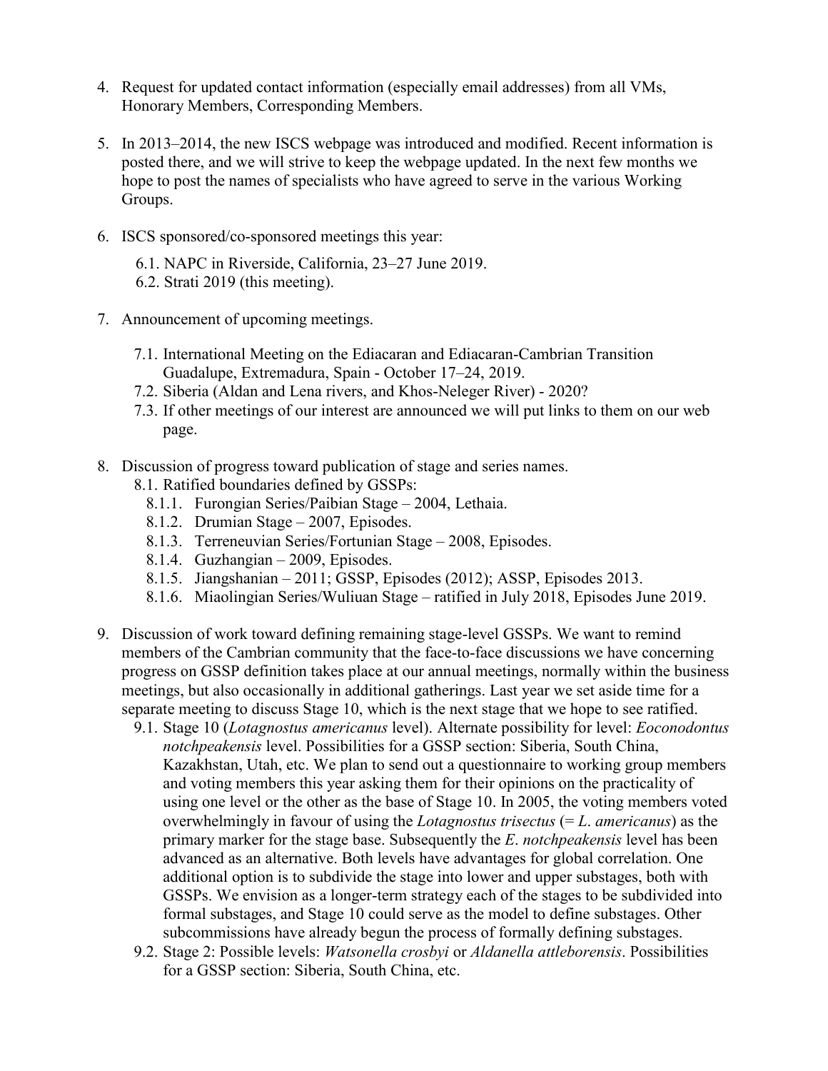4. Request for updated contact information (especially email addresses) from all VMs, Honorary Members, Corresponding Members.

5. In 2013–2014, the new ISCS webpage was introduced and modified. Recent information is posted there, and we will strive to keep the webpage updated. In the next few months we hope to post the names of specialists who have agreed to serve in the various Working Groups.

6. ISCS sponsored/co-sponsored meetings this year:

   6.1. NAPC in Riverside, California, 23–27 June 2019.
   6.2. Strati 2019 (this meeting).

7. Announcement of upcoming meetings.

   7.1. International Meeting on the Ediacaran and Ediacaran-Cambrian Transition Guadalupe, Extremadura, Spain - October 17–24, 2019.
   7.2. Siberia (Aldan and Lena rivers, and Khos-Neleger River) - 2020?
   7.3. If other meetings of our interest are announced we will put links to them on our web page.

8. Discussion of progress toward publication of stage and series names.
   8.1. Ratified boundaries defined by GSSPs:
      8.1.1. Furongian Series/Paibian Stage – 2004, Lethaia.
      8.1.2. Drumian Stage – 2007, Episodes.
      8.1.3. Terreneuvian Series/Fortunian Stage – 2008, Episodes.
      8.1.4. Guzhangian – 2009, Episodes.
      8.1.5. Jiangshanian – 2011; GSSP, Episodes (2012); ASSP, Episodes 2013.
      8.1.6. Miaolingian Series/Wuliuan Stage – ratified in July 2018, Episodes June 2019.

9. Discussion of work toward defining remaining stage-level GSSPs. We want to remind members of the Cambrian community that the face-to-face discussions we have concerning progress on GSSP definition takes place at our annual meetings, normally within the business meetings, but also occasionally in additional gatherings. Last year we set aside time for a separate meeting to discuss Stage 10, which is the next stage that we hope to see ratified.
   9.1. Stage 10 (*Lotagnostus americanus* level). Alternate possibility for level: *Eoconodontus notchpeakensis* level. Possibilities for a GSSP section: Siberia, South China, Kazakhstan, Utah, etc. We plan to send out a questionnaire to working group members and voting members this year asking them for their opinions on the practicality of using one level or the other as the base of Stage 10. In 2005, the voting members voted overwhelmingly in favour of using the *Lotagnostus trisectus* (= *L. americanus*) as the primary marker for the stage base. Subsequently the *E. notchpeakensis* level has been advanced as an alternative. Both levels have advantages for global correlation. One additional option is to subdivide the stage into lower and upper substages, both with GSSPs. We envision as a longer-term strategy each of the stages to be subdivided into formal substages, and Stage 10 could serve as the model to define substages. Other subcommissions have already begun the process of formally defining substages.
   9.2. Stage 2: Possible levels: *Watsonella crosbyi* or *Aldanella attleborensis*. Possibilities for a GSSP section: Siberia, South China, etc.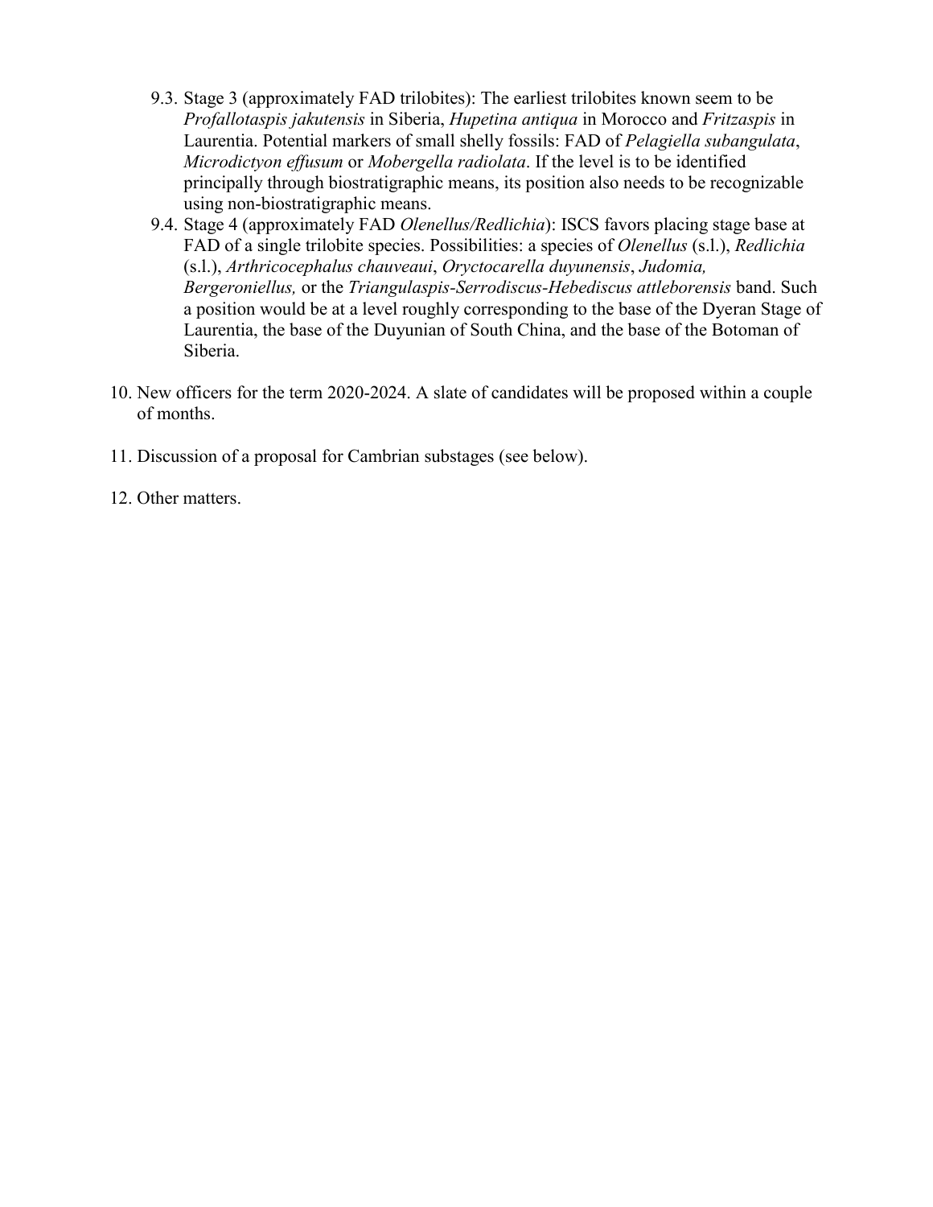9.3. Stage 3 (approximately FAD trilobites): The earliest trilobites known seem to be *Profallotaspis jakutensis* in Siberia, *Hupetina antiqua* in Morocco and *Fritzaspis* in Laurentia. Potential markers of small shelly fossils: FAD of *Pelagiella subangulata*, *Microdictyon effusum* or *Mobergella radiolata*. If the level is to be identified principally through biostratigraphic means, its position also needs to be recognizable using non-biostratigraphic means.

9.4. Stage 4 (approximately FAD *Olenellus/Redlichia*): ISCS favors placing stage base at FAD of a single trilobite species. Possibilities: a species of *Olenellus* (s.l.), *Redlichia* (s.l.), *Arthricocephalus chauveaui*, *Oryctocarella duyunensis*, *Judomia, Bergeroniellus,* or the *Triangulaspis-Serrodiscus-Hebediscus attleborensis* band. Such a position would be at a level roughly corresponding to the base of the Dyeran Stage of Laurentia, the base of the Duyunian of South China, and the base of the Botoman of Siberia.

10. New officers for the term 2020-2024. A slate of candidates will be proposed within a couple of months.

11. Discussion of a proposal for Cambrian substages (see below).

12. Other matters.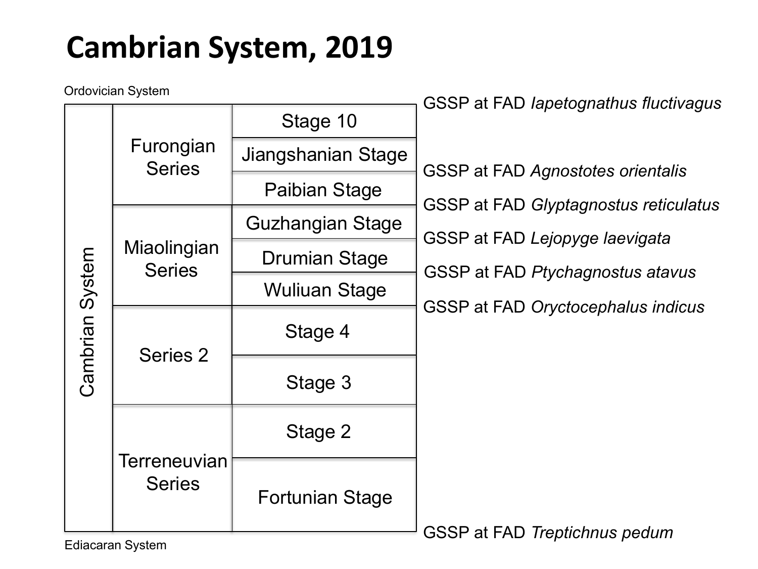# Cambrian System, 2019

Ordovician System

| System | Series | Stage | GSSP (base) |
|---|---|---|---|
| Cambrian System | Furongian Series | Stage 10 | GSSP at FAD *Iapetognathus fluctivagus* (top) |
| | | Jiangshanian Stage | |
| | | Paibian Stage | GSSP at FAD *Agnostotes orientalis* |
| | Miaolingian Series | Guzhangian Stage | GSSP at FAD *Glyptagnostus reticulatus* |
| | | Drumian Stage | GSSP at FAD *Lejopyge laevigata* |
| | | Wuliuan Stage | GSSP at FAD *Ptychagnostus atavus* |
| | Series 2 | Stage 4 | GSSP at FAD *Oryctocephalus indicus* |
| | | Stage 3 | |
| | Terreneuvian Series | Stage 2 | |
| | | Fortunian Stage | GSSP at FAD *Treptichnus pedum* |

Ediacaran System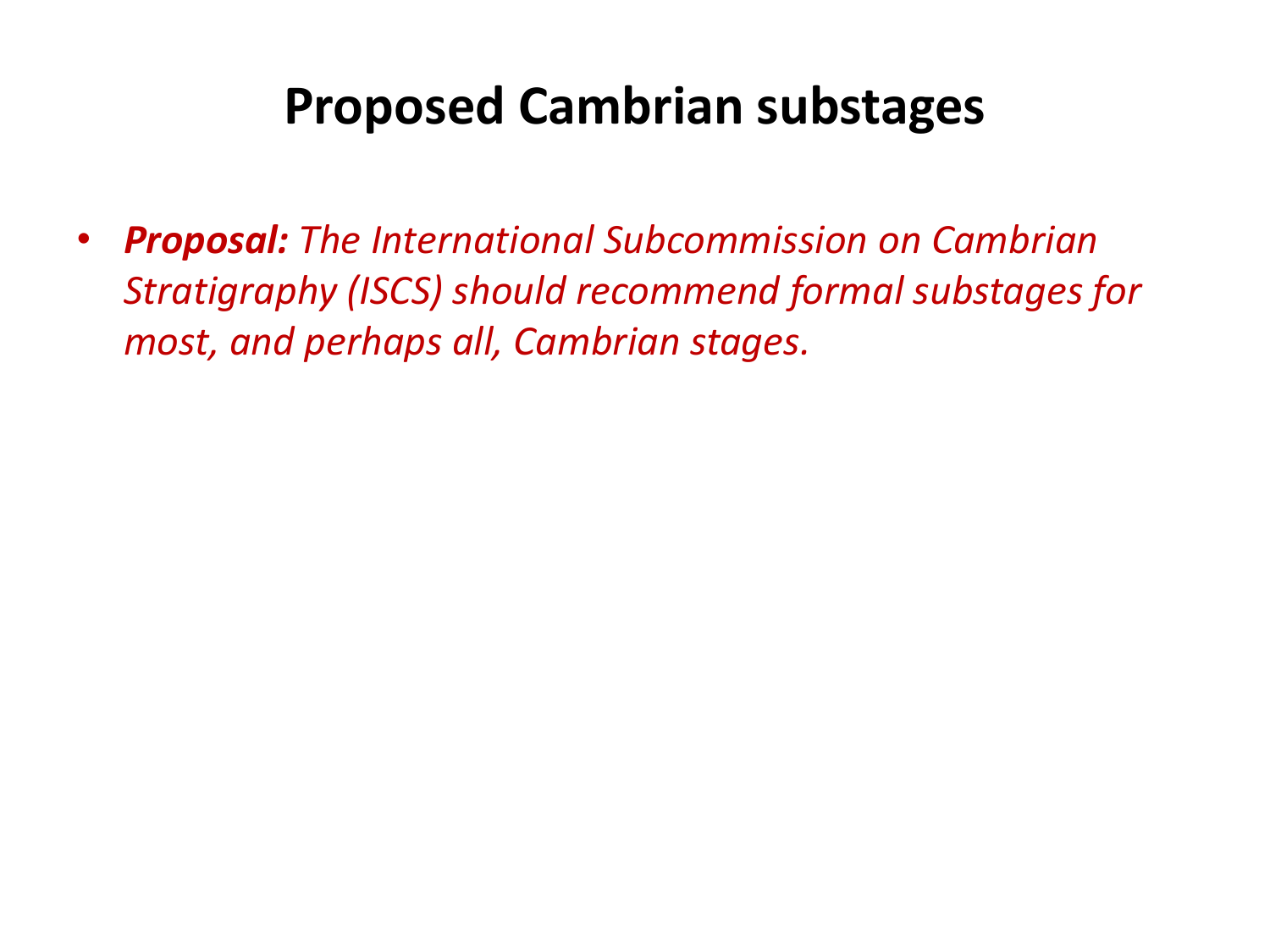# Proposed Cambrian substages

- ***Proposal:*** *The International Subcommission on Cambrian Stratigraphy (ISCS) should recommend formal substages for most, and perhaps all, Cambrian stages.*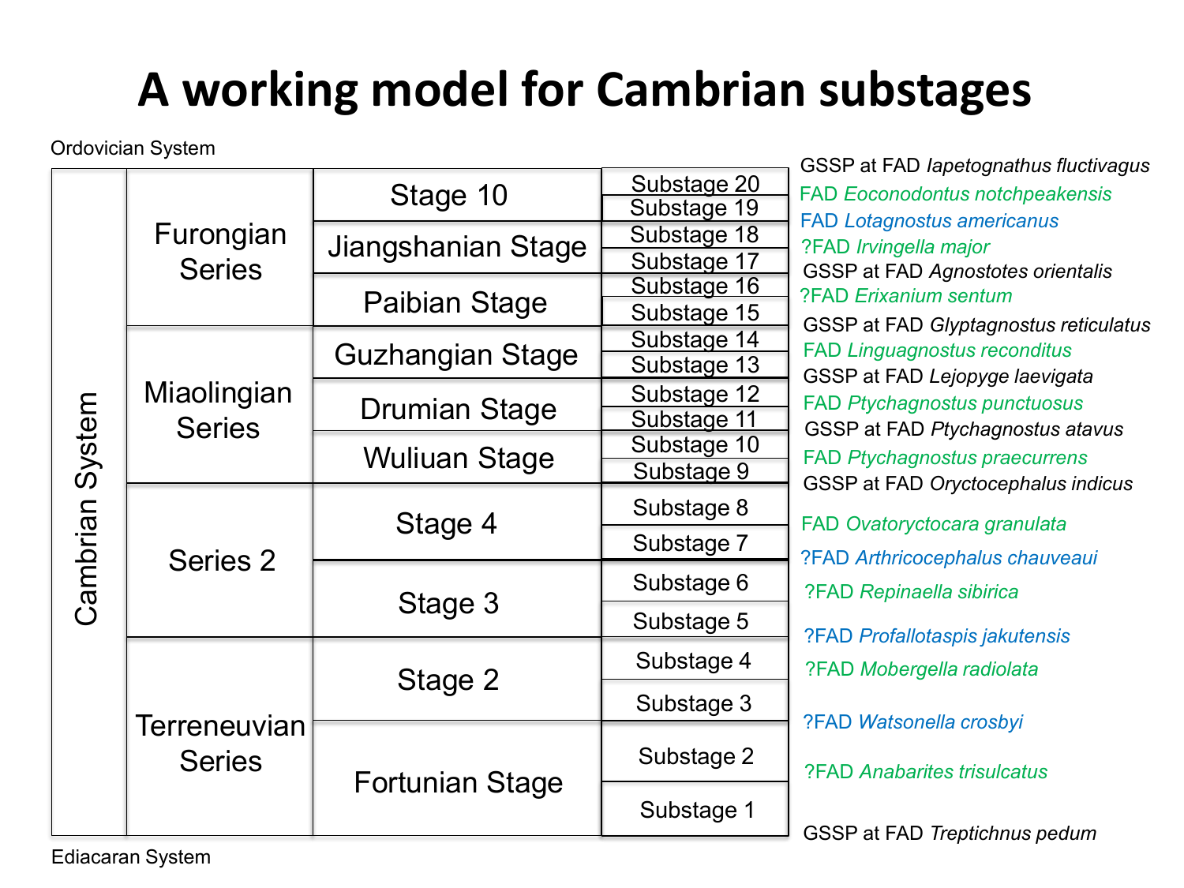# A working model for Cambrian substages

Ordovician System

| System | Series | Stage | Substage | Boundary marker |
|---|---|---|---|---|
| Cambrian System | Furongian Series | Stage 10 | | GSSP at FAD *Iapetognathus fluctivagus* |
| | | | Substage 20 | |
| | | | | FAD *Eoconodontus notchpeakensis* |
| | | | Substage 19 | |
| | | | | FAD *Lotagnostus americanus* |
| | | Jiangshanian Stage | Substage 18 | |
| | | | | ?FAD *Irvingella major* |
| | | | Substage 17 | |
| | | | | GSSP at FAD *Agnostotes orientalis* |
| | | Paibian Stage | Substage 16 | |
| | | | | ?FAD *Erixanium sentum* |
| | | | Substage 15 | |
| | | | | GSSP at FAD *Glyptagnostus reticulatus* |
| | Miaolingian Series | Guzhangian Stage | Substage 14 | |
| | | | | FAD *Linguagnostus reconditus* |
| | | | Substage 13 | |
| | | | | GSSP at FAD *Lejopyge laevigata* |
| | | Drumian Stage | Substage 12 | |
| | | | | FAD *Ptychagnostus punctuosus* |
| | | | Substage 11 | |
| | | | | GSSP at FAD *Ptychagnostus atavus* |
| | | Wuliuan Stage | Substage 10 | |
| | | | | FAD *Ptychagnostus praecurrens* |
| | | | Substage 9 | |
| | | | | GSSP at FAD *Oryctocephalus indicus* |
| | Series 2 | Stage 4 | Substage 8 | |
| | | | | FAD *Ovatoryctocara granulata* |
| | | | Substage 7 | |
| | | | | ?FAD *Arthricocephalus chauveaui* |
| | | Stage 3 | Substage 6 | |
| | | | | ?FAD *Repinaella sibirica* |
| | | | Substage 5 | |
| | | | | ?FAD *Profallotaspis jakutensis* |
| | Terreneuvian Series | Stage 2 | Substage 4 | |
| | | | | ?FAD *Mobergella radiolata* |
| | | | Substage 3 | |
| | | | | ?FAD *Watsonella crosbyi* |
| | | Fortunian Stage | Substage 2 | |
| | | | | ?FAD *Anabarites trisulcatus* |
| | | | Substage 1 | |
| | | | | GSSP at FAD *Treptichnus pedum* |

Ediacaran System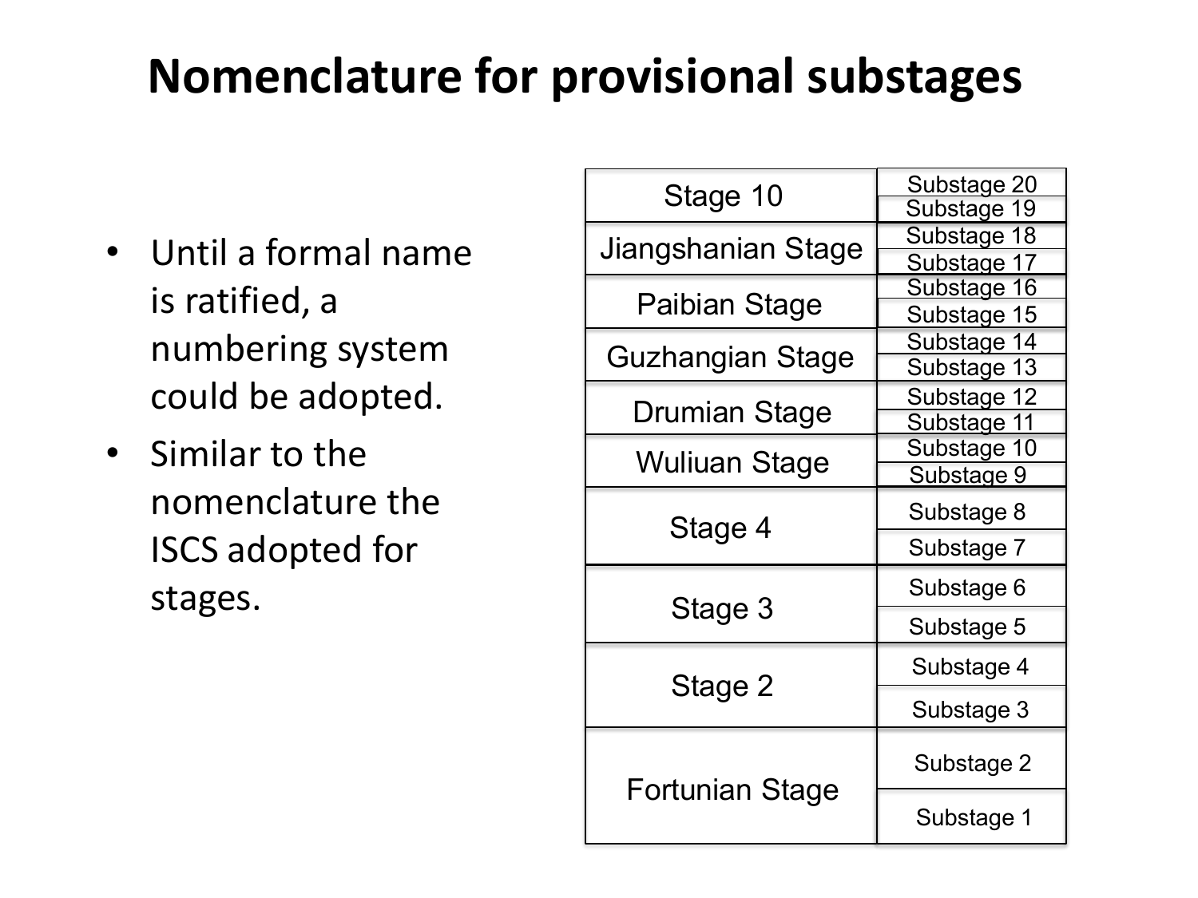# Nomenclature for provisional substages

- Until a formal name is ratified, a numbering system could be adopted.
- Similar to the nomenclature the ISCS adopted for stages.

| Stage | Substage |
|---|---|
| Stage 10 | Substage 20 |
| | Substage 19 |
| Jiangshanian Stage | Substage 18 |
| | Substage 17 |
| Paibian Stage | Substage 16 |
| | Substage 15 |
| Guzhangian Stage | Substage 14 |
| | Substage 13 |
| Drumian Stage | Substage 12 |
| | Substage 11 |
| Wuliuan Stage | Substage 10 |
| | Substage 9 |
| Stage 4 | Substage 8 |
| | Substage 7 |
| Stage 3 | Substage 6 |
| | Substage 5 |
| Stage 2 | Substage 4 |
| | Substage 3 |
| Fortunian Stage | Substage 2 |
| | Substage 1 |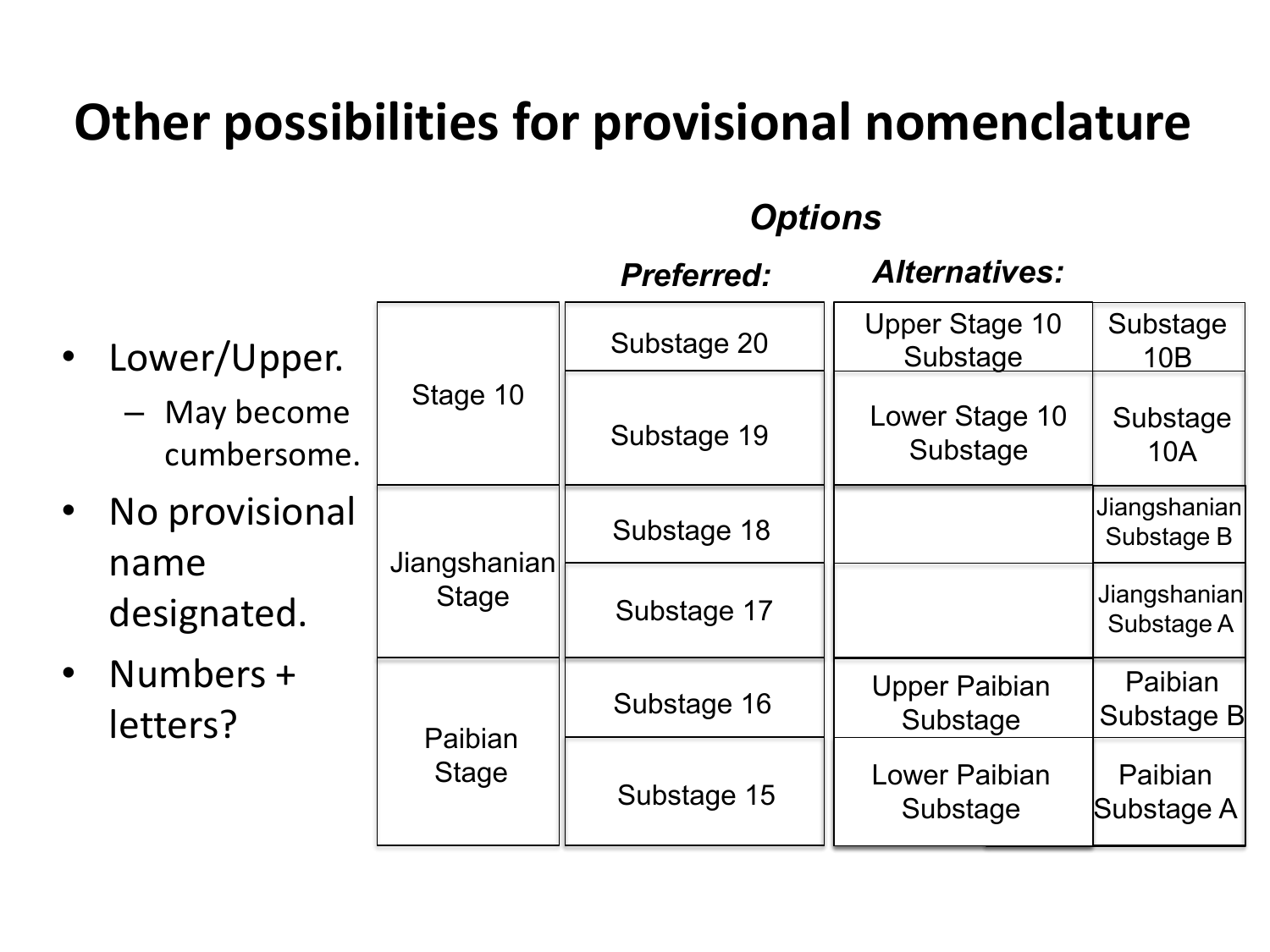# Other possibilities for provisional nomenclature

- Lower/Upper.
  - May become cumbersome.
- No provisional name designated.
- Numbers + letters?

***Options***

| Stage | *Preferred:* | *Alternatives:* | |
|---|---|---|---|
| Stage 10 | Substage 20 | Upper Stage 10 Substage | Substage 10B |
| | Substage 19 | Lower Stage 10 Substage | Substage 10A |
| Jiangshanian Stage | Substage 18 | | Jiangshanian Substage B |
| | Substage 17 | | Jiangshanian Substage A |
| Paibian Stage | Substage 16 | Upper Paibian Substage | Paibian Substage B |
| | Substage 15 | Lower Paibian Substage | Paibian Substage A |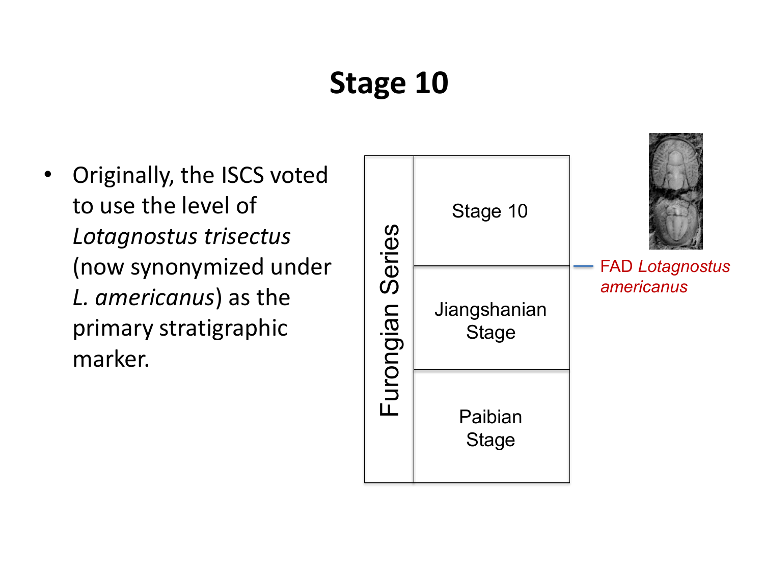# Stage 10

- Originally, the ISCS voted to use the level of *Lotagnostus trisectus* (now synonymized under *L. americanus*) as the primary stratigraphic marker.

| Furongian Series | Stage 10 |
|---|---|
| | Jiangshanian Stage |
| | Paibian Stage |

FAD *Lotagnostus americanus*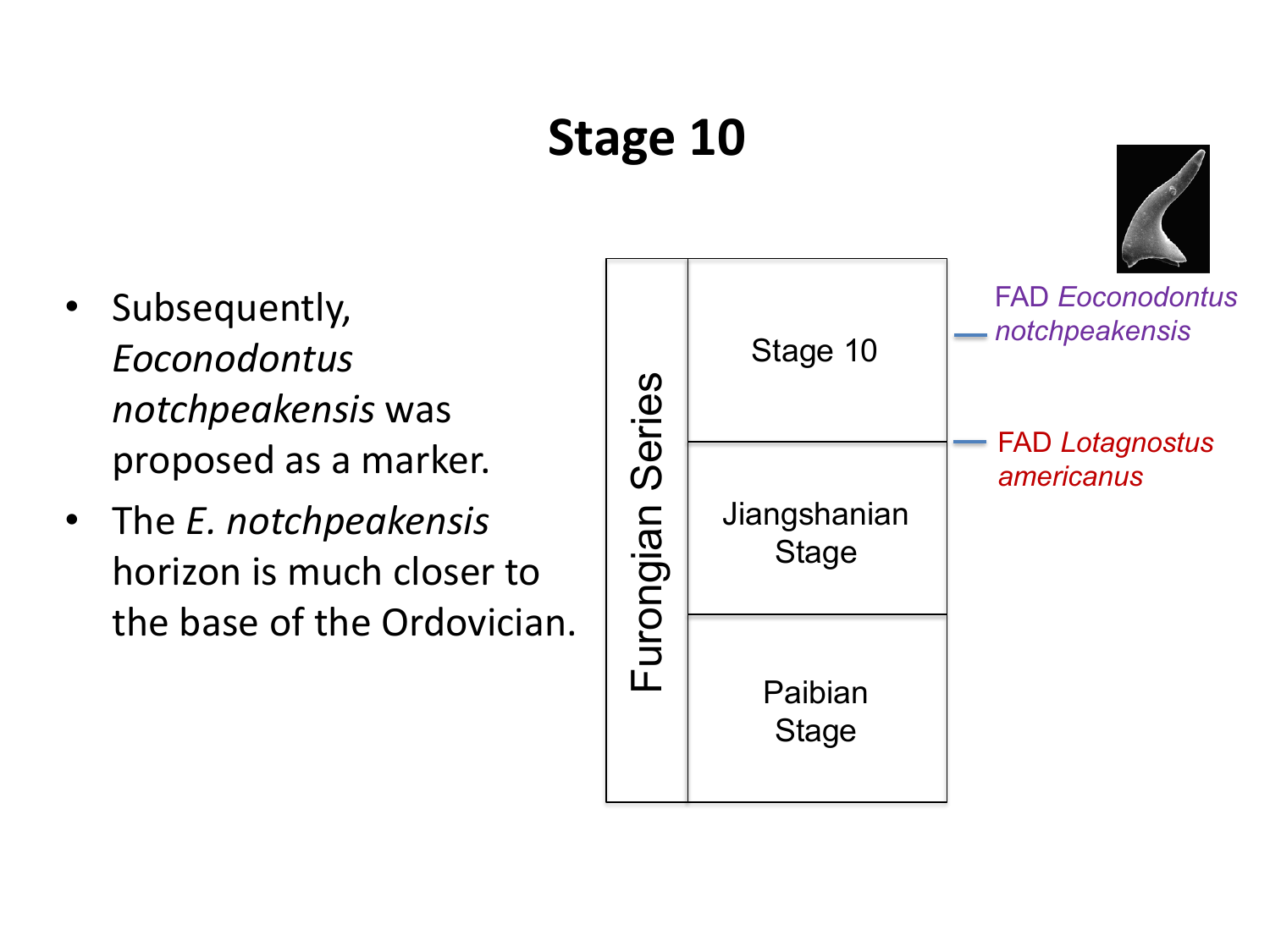# Stage 10

- Subsequently, *Eoconodontus notchpeakensis* was proposed as a marker.
- The *E. notchpeakensis* horizon is much closer to the base of the Ordovician.

| Series | Stage |
|---|---|
| Furongian Series | Stage 10 |
| | Jiangshanian Stage |
| | Paibian Stage |

- FAD *Eoconodontus notchpeakensis* (within Stage 10)
- FAD *Lotagnostus americanus* (at the base of Stage 10)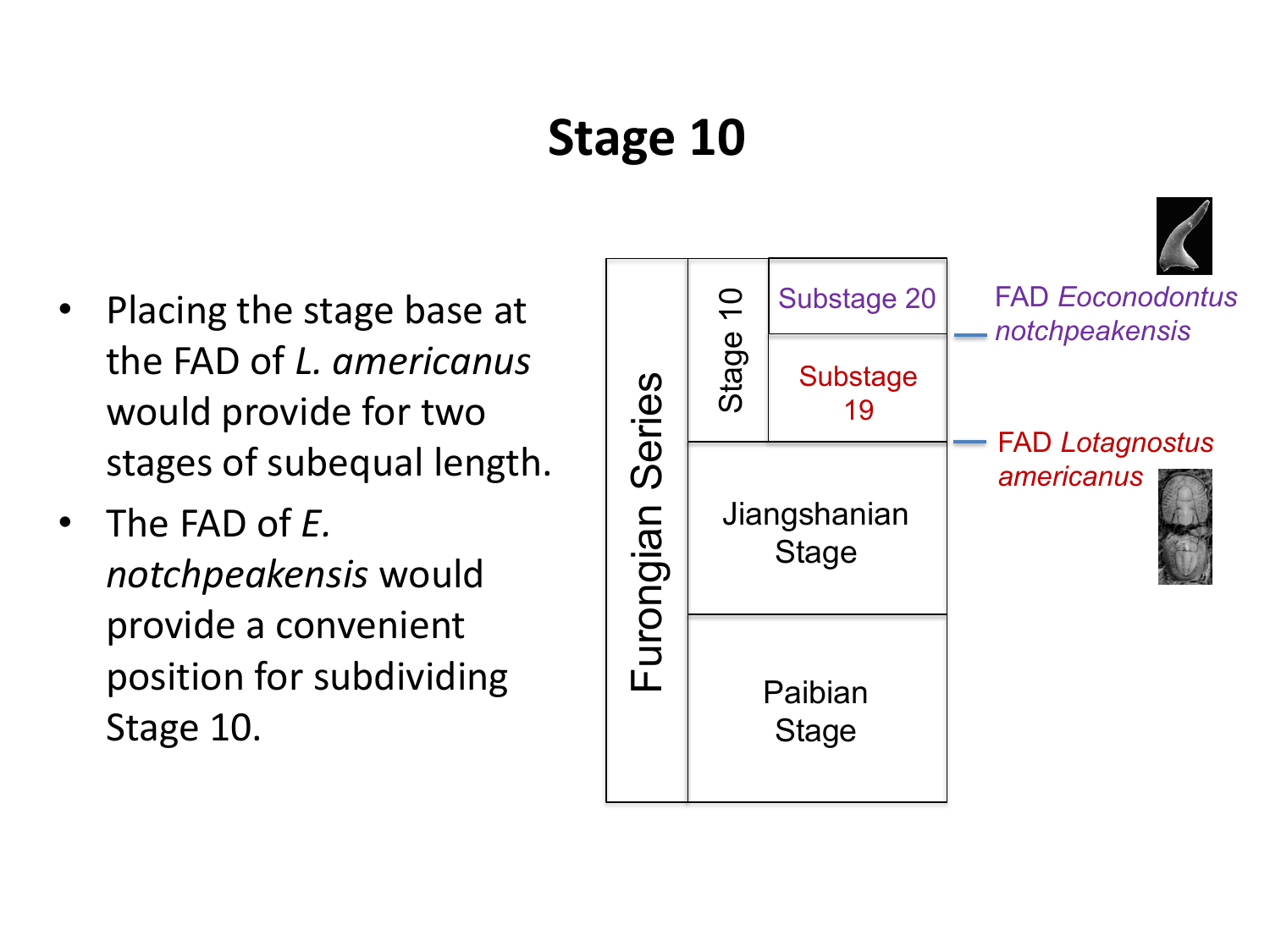# Stage 10

- Placing the stage base at the FAD of *L. americanus* would provide for two stages of subequal length.
- The FAD of *E. notchpeakensis* would provide a convenient position for subdividing Stage 10.

| Furongian Series | Stage 10 | Substage 20 | FAD *Eoconodontus notchpeakensis* |
| --- | --- | --- | --- |
| | | Substage 19 | FAD *Lotagnostus americanus* |
| | Jiangshanian Stage | | |
| | Paibian Stage | | |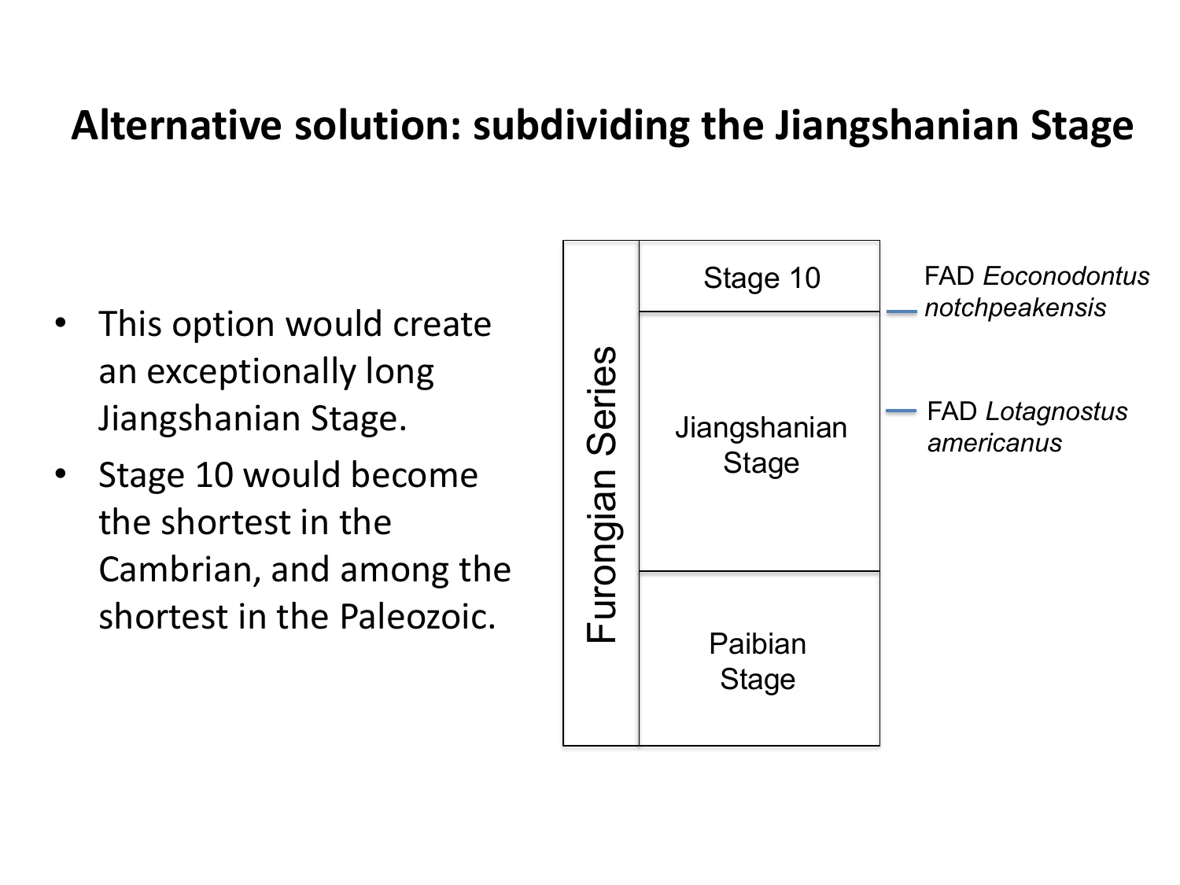# Alternative solution: subdividing the Jiangshanian Stage

- This option would create an exceptionally long Jiangshanian Stage.
- Stage 10 would become the shortest in the Cambrian, and among the shortest in the Paleozoic.

| Series | Stage | Boundary marker |
| --- | --- | --- |
| Furongian Series | Stage 10 | |
| | | FAD *Eoconodontus notchpeakensis* (base of Stage 10) |
| | Jiangshanian Stage | FAD *Lotagnostus americanus* (within Jiangshanian Stage) |
| | Paibian Stage | |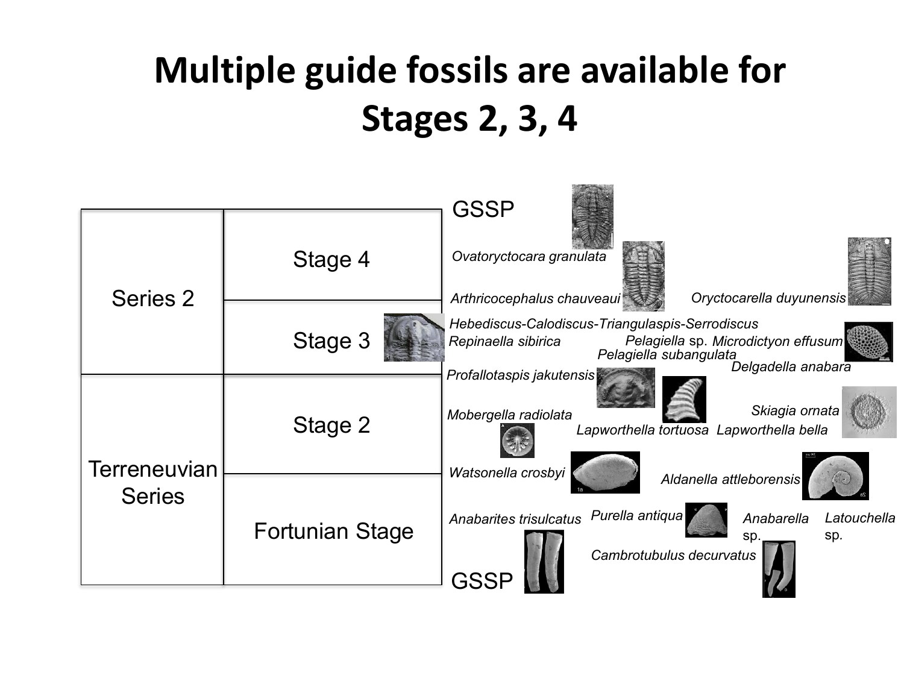# Multiple guide fossils are available for Stages 2, 3, 4

| Series | Stage |
| --- | --- |
| Series 2 | Stage 4 |
| | Stage 3 |
| Terreneuvian Series | Stage 2 |
| | Fortunian Stage |

GSSP

*Ovatoryctocara granulata*

*Arthricocephalus chauveaui* *Oryctocarella duyunensis*

*Hebediscus-Calodiscus-Triangulaspis-Serrodiscus*

*Repinaella sibirica* *Pelagiella* sp. *Microdictyon effusum*

*Pelagiella subangulata*

*Delgadella anabara*

*Profallotaspis jakutensis*

*Mobergella radiolata* *Skiagia ornata*

*Lapworthella tortuosa* *Lapworthella bella*

*Watsonella crosbyi*

*Aldanella attleborensis*

*Anabarites trisulcatus* *Purella antiqua* *Anabarella* sp. *Latouchella* sp.

*Cambrotubulus decurvatus*

GSSP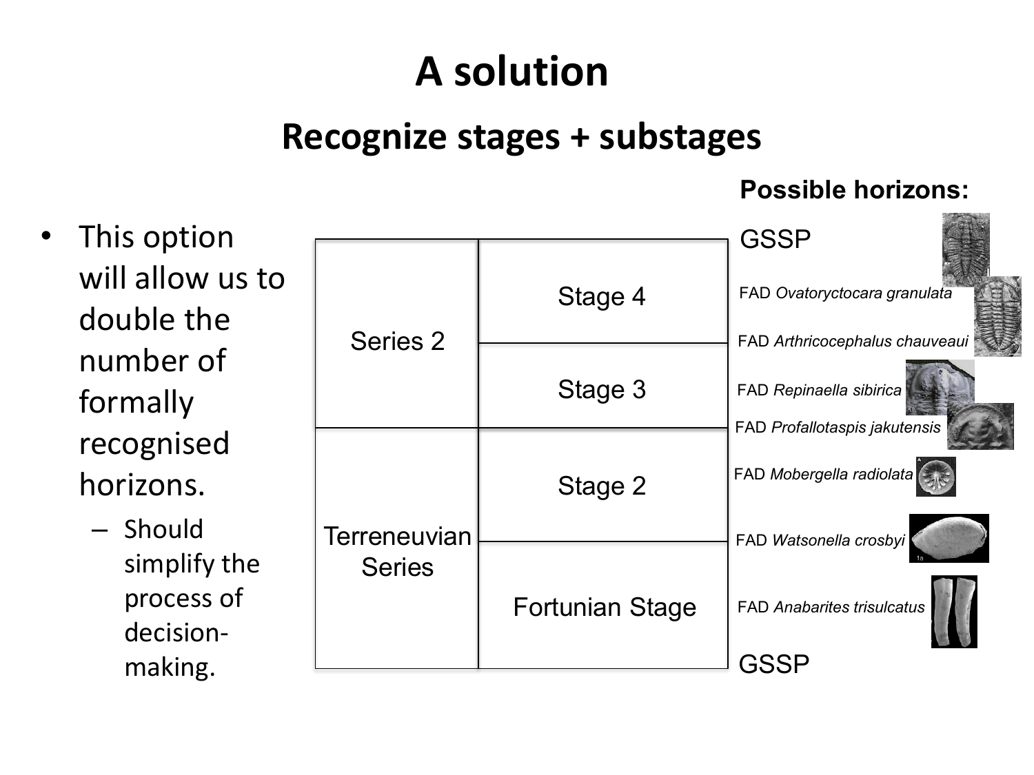# A solution

## Recognize stages + substages

- This option will allow us to double the number of formally recognised horizons.
  - Should simplify the process of decision-making.

| Series | Stage | Possible horizons: |
|---|---|---|
| | | GSSP |
| Series 2 | Stage 4 | FAD *Ovatoryctocara granulata* |
| | | FAD *Arthricocephalus chauveaui* |
| | Stage 3 | FAD *Repinaella sibirica* |
| | | FAD *Profallotaspis jakutensis* |
| Terreneuvian Series | Stage 2 | FAD *Mobergella radiolata* |
| | | FAD *Watsonella crosbyi* |
| | Fortunian Stage | FAD *Anabarites trisulcatus* |
| | | GSSP |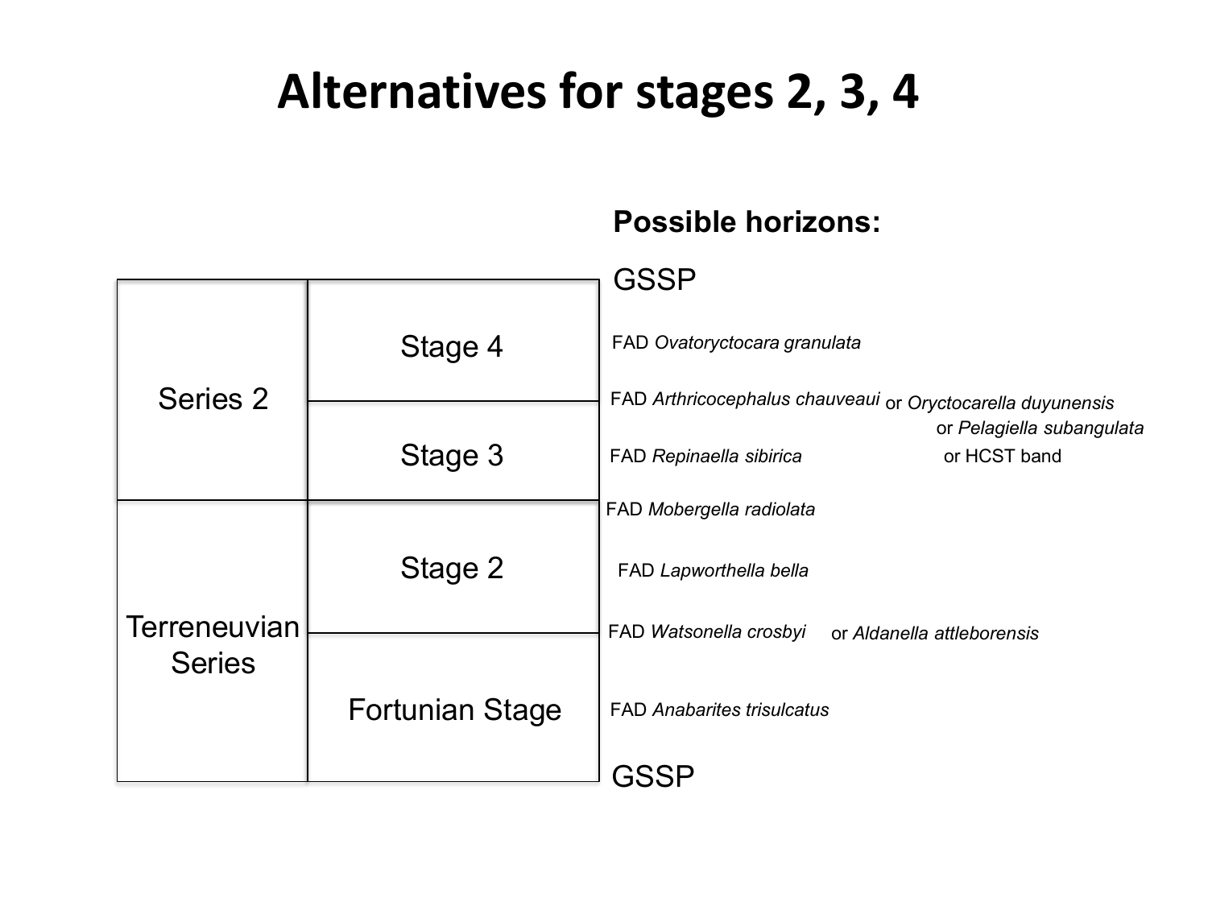# Alternatives for stages 2, 3, 4

| Series | Stage | Possible horizons |
| --- | --- | --- |
| | | GSSP |
| Series 2 | Stage 4 | FAD *Ovatoryctocara granulata* |
| | | FAD *Arthricocephalus chauveaui* or *Oryctocarella duyunensis* or *Pelagiella subangulata* |
| | Stage 3 | FAD *Repinaella sibirica* or HCST band |
| | | FAD *Mobergella radiolata* |
| Terreneuvian Series | Stage 2 | FAD *Lapworthella bella* |
| | | FAD *Watsonella crosbyi* or *Aldanella attleborensis* |
| | Fortunian Stage | FAD *Anabarites trisulcatus* |
| | | GSSP |